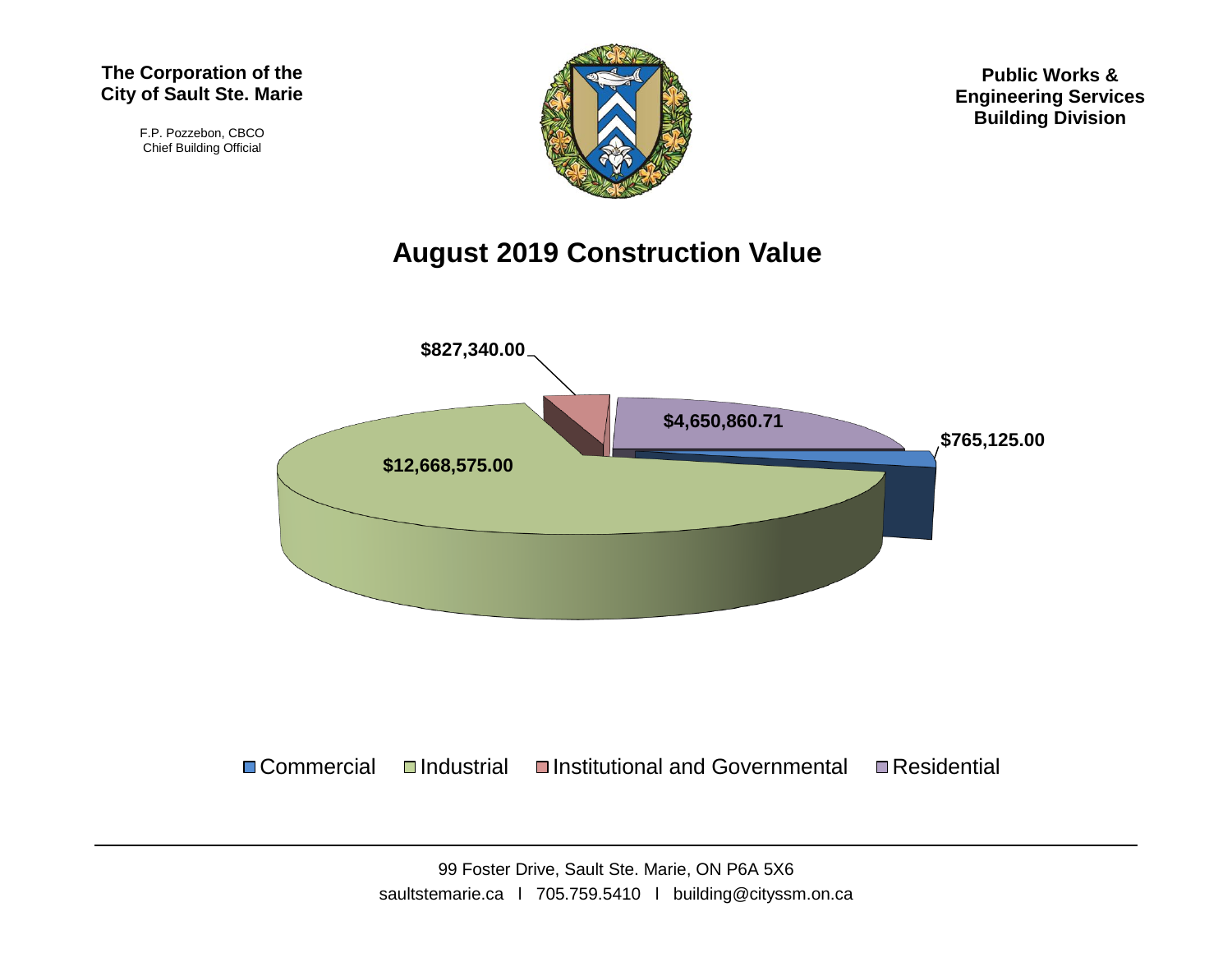**The Corporation of the City of Sault Ste. Marie**

F.P. Pozzebon, CBCO
Chief Building Official

**Public Works & Engineering Services Building Division**

# August 2019 Construction Value

$827,340.00

$4,650,860.71

$765,125.00

$12,668,575.00

Commercial | Industrial | Institutional and Governmental | Residential

99 Foster Drive, Sault Ste. Marie, ON P6A 5X6
saultstemarie.ca l 705.759.5410 l building@cityssm.on.ca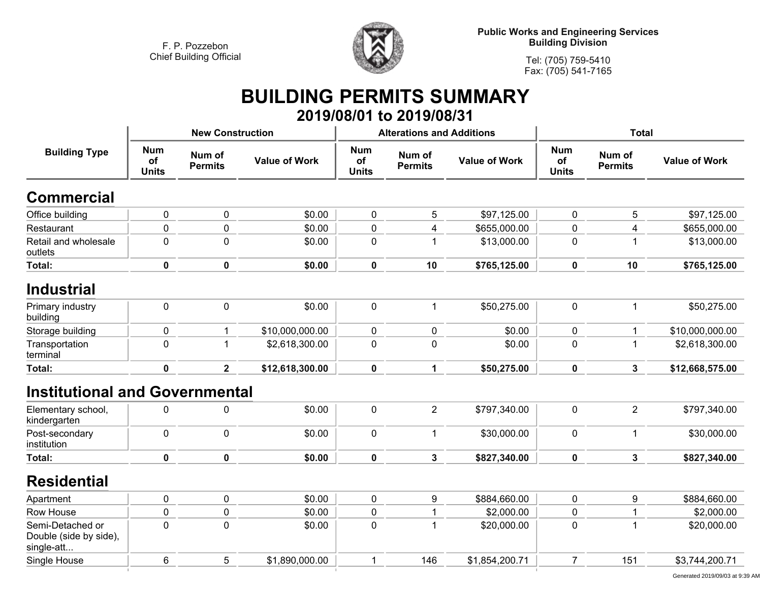F. P. Pozzebon
Chief Building Official

Public Works and Engineering Services
Building Division

Tel: (705) 759-5410
Fax: (705) 541-7165

# BUILDING PERMITS SUMMARY

## 2019/08/01 to 2019/08/31

| Building Type | New Construction | | | Alterations and Additions | | | Total | | |
|---|---|---|---|---|---|---|---|---|---|
| | Num of Units | Num of Permits | Value of Work | Num of Units | Num of Permits | Value of Work | Num of Units | Num of Permits | Value of Work |
| **Commercial** | | | | | | | | | |
| Office building | 0 | 0 | $0.00 | 0 | 5 | $97,125.00 | 0 | 5 | $97,125.00 |
| Restaurant | 0 | 0 | $0.00 | 0 | 4 | $655,000.00 | 0 | 4 | $655,000.00 |
| Retail and wholesale outlets | 0 | 0 | $0.00 | 0 | 1 | $13,000.00 | 0 | 1 | $13,000.00 |
| **Total:** | **0** | **0** | **$0.00** | **0** | **10** | **$765,125.00** | **0** | **10** | **$765,125.00** |
| **Industrial** | | | | | | | | | |
| Primary industry building | 0 | 0 | $0.00 | 0 | 1 | $50,275.00 | 0 | 1 | $50,275.00 |
| Storage building | 0 | 1 | $10,000,000.00 | 0 | 0 | $0.00 | 0 | 1 | $10,000,000.00 |
| Transportation terminal | 0 | 1 | $2,618,300.00 | 0 | 0 | $0.00 | 0 | 1 | $2,618,300.00 |
| **Total:** | **0** | **2** | **$12,618,300.00** | **0** | **1** | **$50,275.00** | **0** | **3** | **$12,668,575.00** |
| **Institutional and Governmental** | | | | | | | | | |
| Elementary school, kindergarten | 0 | 0 | $0.00 | 0 | 2 | $797,340.00 | 0 | 2 | $797,340.00 |
| Post-secondary institution | 0 | 0 | $0.00 | 0 | 1 | $30,000.00 | 0 | 1 | $30,000.00 |
| **Total:** | **0** | **0** | **$0.00** | **0** | **3** | **$827,340.00** | **0** | **3** | **$827,340.00** |
| **Residential** | | | | | | | | | |
| Apartment | 0 | 0 | $0.00 | 0 | 9 | $884,660.00 | 0 | 9 | $884,660.00 |
| Row House | 0 | 0 | $0.00 | 0 | 1 | $2,000.00 | 0 | 1 | $2,000.00 |
| Semi-Detached or Double (side by side), single-att... | 0 | 0 | $0.00 | 0 | 1 | $20,000.00 | 0 | 1 | $20,000.00 |
| Single House | 6 | 5 | $1,890,000.00 | 1 | 146 | $1,854,200.71 | 7 | 151 | $3,744,200.71 |

Generated 2019/09/03 at 9:39 AM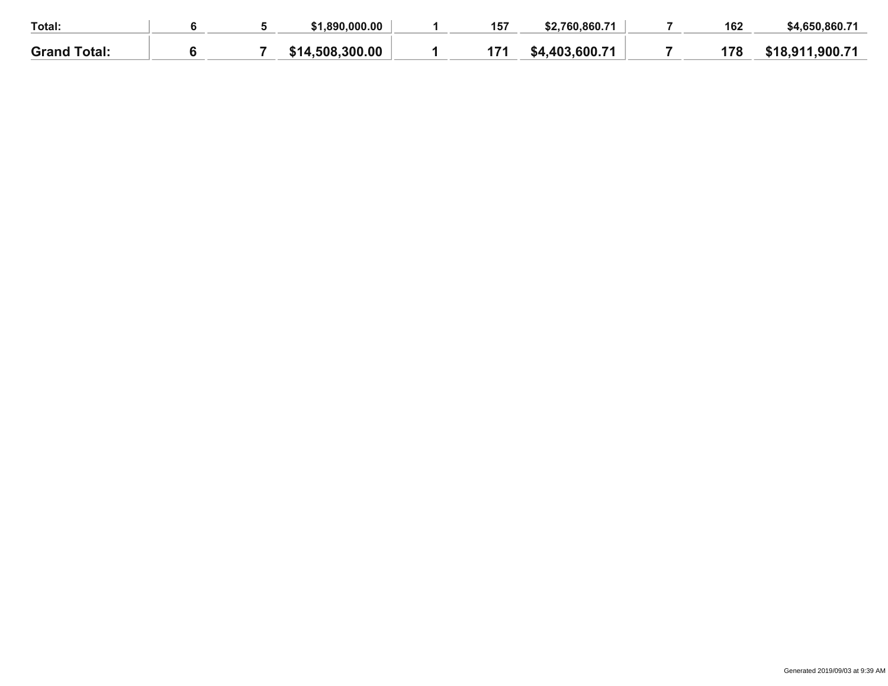| | | | | | | | | | |
|---|---|---|---|---|---|---|---|---|---|
| **Total:** | **6** | **5** | **$1,890,000.00** | **1** | **157** | **$2,760,860.71** | **7** | **162** | **$4,650,860.71** |
| **Grand Total:** | **6** | **7** | **$14,508,300.00** | **1** | **171** | **$4,403,600.71** | **7** | **178** | **$18,911,900.71** |

Generated 2019/09/03 at 9:39 AM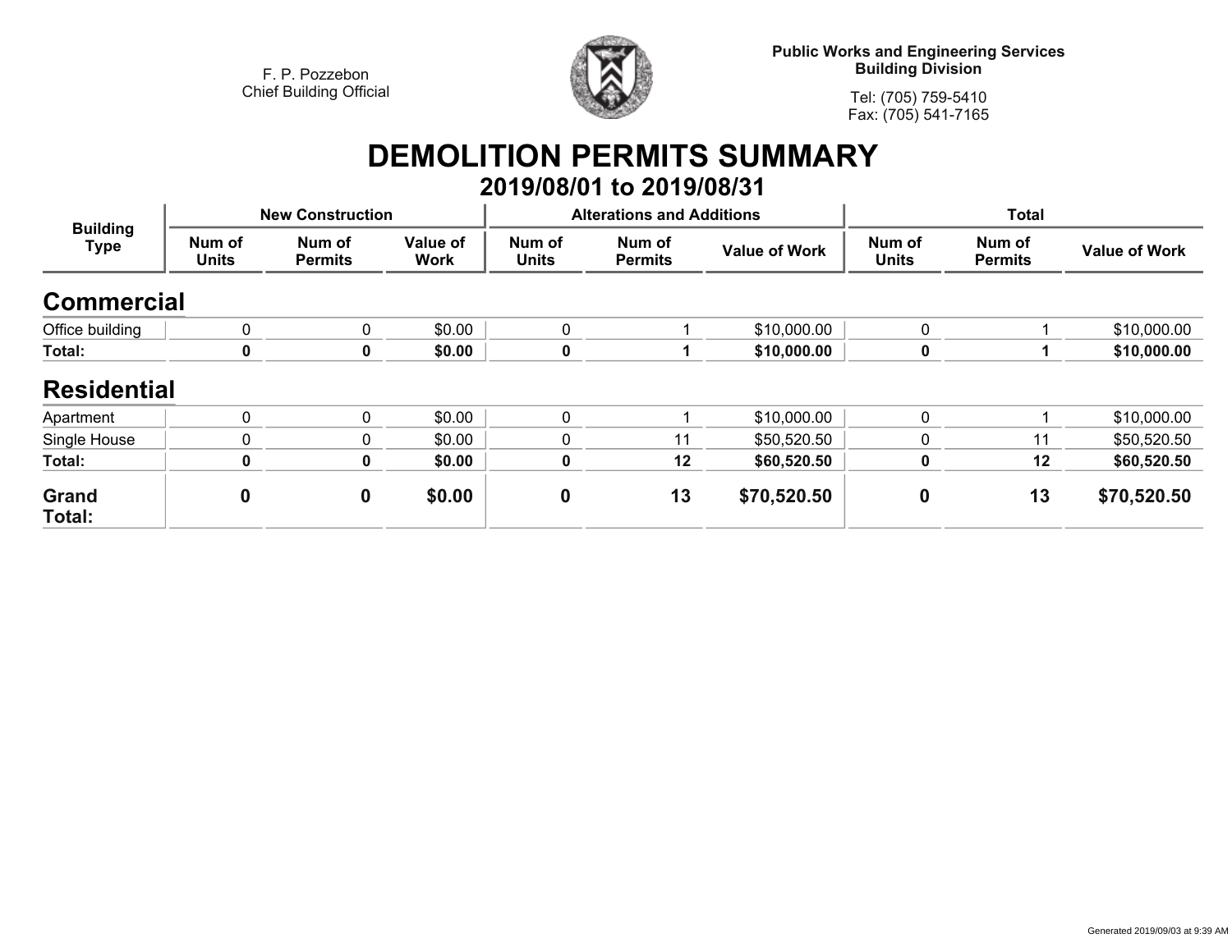F. P. Pozzebon
Chief Building Official

**Public Works and Engineering Services**
**Building Division**

Tel: (705) 759-5410
Fax: (705) 541-7165

# DEMOLITION PERMITS SUMMARY

## 2019/08/01 to 2019/08/31

| Building Type | New Construction | | | Alterations and Additions | | | Total | | |
|---|---|---|---|---|---|---|---|---|---|
| | Num of Units | Num of Permits | Value of Work | Num of Units | Num of Permits | Value of Work | Num of Units | Num of Permits | Value of Work |
| **Commercial** | | | | | | | | | |
| Office building | 0 | 0 | $0.00 | 0 | 1 | $10,000.00 | 0 | 1 | $10,000.00 |
| **Total:** | **0** | **0** | **$0.00** | **0** | **1** | **$10,000.00** | **0** | **1** | **$10,000.00** |
| **Residential** | | | | | | | | | |
| Apartment | 0 | 0 | $0.00 | 0 | 1 | $10,000.00 | 0 | 1 | $10,000.00 |
| Single House | 0 | 0 | $0.00 | 0 | 11 | $50,520.50 | 0 | 11 | $50,520.50 |
| **Total:** | **0** | **0** | **$0.00** | **0** | **12** | **$60,520.50** | **0** | **12** | **$60,520.50** |
| **Grand Total:** | **0** | **0** | **$0.00** | **0** | **13** | **$70,520.50** | **0** | **13** | **$70,520.50** |

Generated 2019/09/03 at 9:39 AM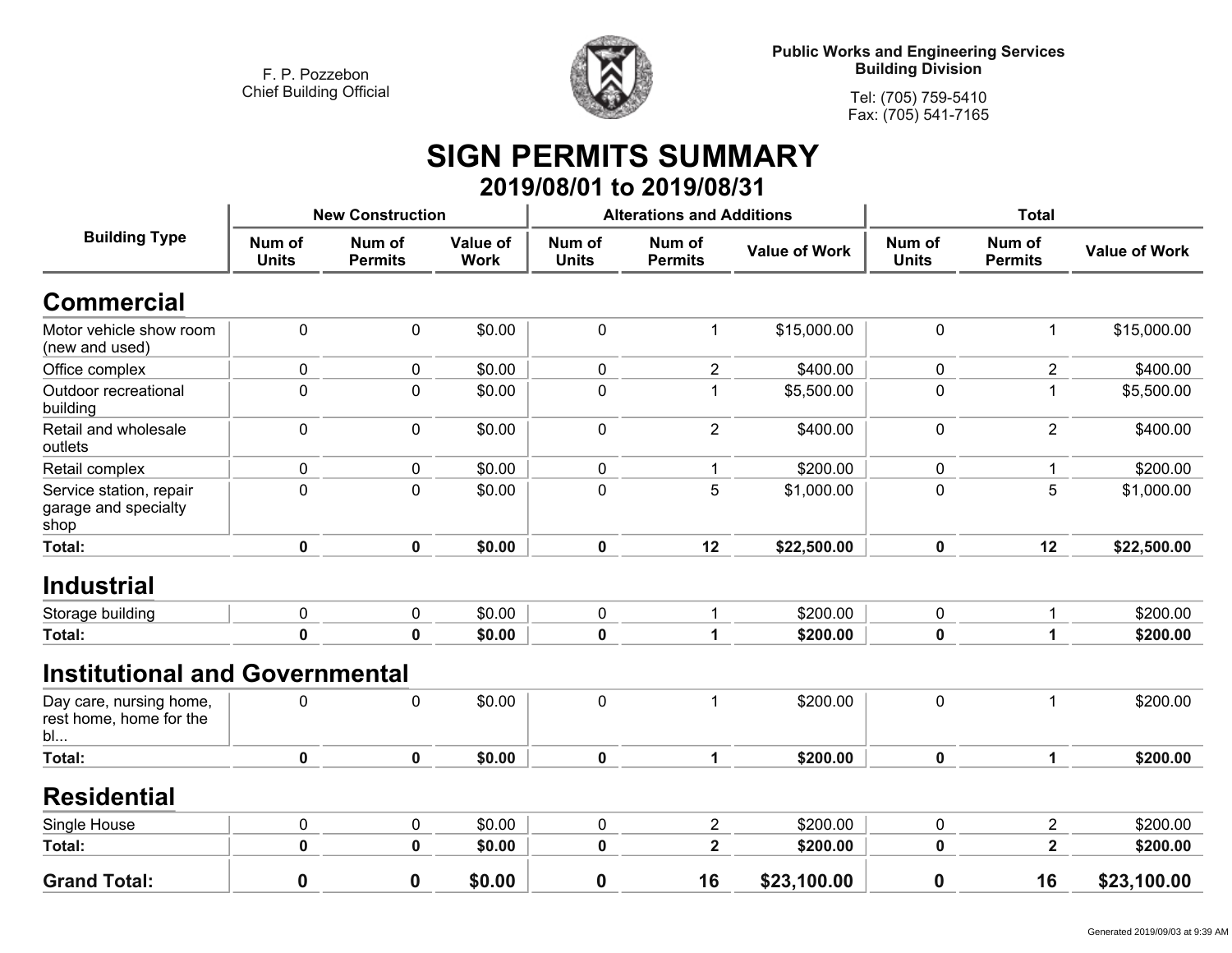F. P. Pozzebon
Chief Building Official

**Public Works and Engineering Services**
**Building Division**

Tel: (705) 759-5410
Fax: (705) 541-7165

# SIGN PERMITS SUMMARY

## 2019/08/01 to 2019/08/31

| Building Type | New Construction | | | Alterations and Additions | | | Total | | |
|---|---|---|---|---|---|---|---|---|---|
| | Num of Units | Num of Permits | Value of Work | Num of Units | Num of Permits | Value of Work | Num of Units | Num of Permits | Value of Work |
| **Commercial** | | | | | | | | | |
| Motor vehicle show room (new and used) | 0 | 0 | $0.00 | 0 | 1 | $15,000.00 | 0 | 1 | $15,000.00 |
| Office complex | 0 | 0 | $0.00 | 0 | 2 | $400.00 | 0 | 2 | $400.00 |
| Outdoor recreational building | 0 | 0 | $0.00 | 0 | 1 | $5,500.00 | 0 | 1 | $5,500.00 |
| Retail and wholesale outlets | 0 | 0 | $0.00 | 0 | 2 | $400.00 | 0 | 2 | $400.00 |
| Retail complex | 0 | 0 | $0.00 | 0 | 1 | $200.00 | 0 | 1 | $200.00 |
| Service station, repair garage and specialty shop | 0 | 0 | $0.00 | 0 | 5 | $1,000.00 | 0 | 5 | $1,000.00 |
| **Total:** | **0** | **0** | **$0.00** | **0** | **12** | **$22,500.00** | **0** | **12** | **$22,500.00** |
| **Industrial** | | | | | | | | | |
| Storage building | 0 | 0 | $0.00 | 0 | 1 | $200.00 | 0 | 1 | $200.00 |
| **Total:** | **0** | **0** | **$0.00** | **0** | **1** | **$200.00** | **0** | **1** | **$200.00** |
| **Institutional and Governmental** | | | | | | | | | |
| Day care, nursing home, rest home, home for the bl... | 0 | 0 | $0.00 | 0 | 1 | $200.00 | 0 | 1 | $200.00 |
| **Total:** | **0** | **0** | **$0.00** | **0** | **1** | **$200.00** | **0** | **1** | **$200.00** |
| **Residential** | | | | | | | | | |
| Single House | 0 | 0 | $0.00 | 0 | 2 | $200.00 | 0 | 2 | $200.00 |
| **Total:** | **0** | **0** | **$0.00** | **0** | **2** | **$200.00** | **0** | **2** | **$200.00** |
| **Grand Total:** | **0** | **0** | **$0.00** | **0** | **16** | **$23,100.00** | **0** | **16** | **$23,100.00** |

Generated 2019/09/03 at 9:39 AM